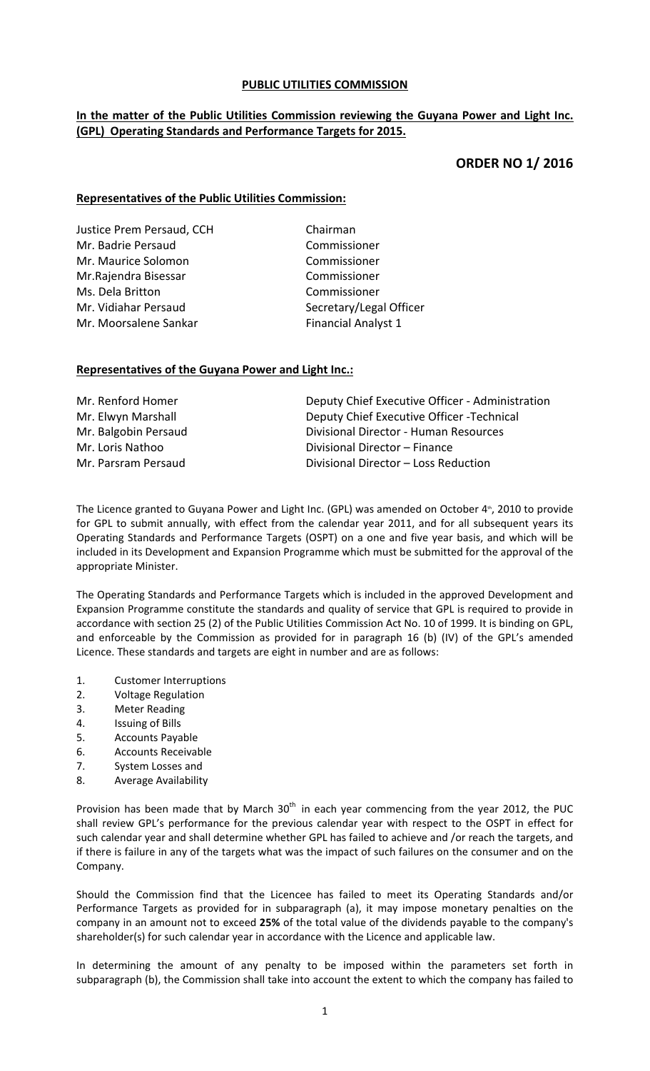**PUBLIC UTILITIES COMMISSION**

**In the matter of the Public Utilities Commission reviewing the Guyana Power and Light Inc. (GPL) Operating Standards and Performance Targets for 2015.**

## ORDER NO 1/ 2016

**Representatives of the Public Utilities Commission:**

| | |
|---|---|
| Justice Prem Persaud, CCH | Chairman |
| Mr. Badrie Persaud | Commissioner |
| Mr. Maurice Solomon | Commissioner |
| Mr.Rajendra Bisessar | Commissioner |
| Ms. Dela Britton | Commissioner |
| Mr. Vidiahar Persaud | Secretary/Legal Officer |
| Mr. Moorsalene Sankar | Financial Analyst 1 |

**Representatives of the Guyana Power and Light Inc.:**

| | |
|---|---|
| Mr. Renford Homer | Deputy Chief Executive Officer - Administration |
| Mr. Elwyn Marshall | Deputy Chief Executive Officer -Technical |
| Mr. Balgobin Persaud | Divisional Director - Human Resources |
| Mr. Loris Nathoo | Divisional Director – Finance |
| Mr. Parsram Persaud | Divisional Director – Loss Reduction |

The Licence granted to Guyana Power and Light Inc. (GPL) was amended on October 4th, 2010 to provide for GPL to submit annually, with effect from the calendar year 2011, and for all subsequent years its Operating Standards and Performance Targets (OSPT) on a one and five year basis, and which will be included in its Development and Expansion Programme which must be submitted for the approval of the appropriate Minister.

The Operating Standards and Performance Targets which is included in the approved Development and Expansion Programme constitute the standards and quality of service that GPL is required to provide in accordance with section 25 (2) of the Public Utilities Commission Act No. 10 of 1999. It is binding on GPL, and enforceable by the Commission as provided for in paragraph 16 (b) (IV) of the GPL's amended Licence. These standards and targets are eight in number and are as follows:

1. Customer Interruptions
2. Voltage Regulation
3. Meter Reading
4. Issuing of Bills
5. Accounts Payable
6. Accounts Receivable
7. System Losses and
8. Average Availability

Provision has been made that by March 30th in each year commencing from the year 2012, the PUC shall review GPL's performance for the previous calendar year with respect to the OSPT in effect for such calendar year and shall determine whether GPL has failed to achieve and /or reach the targets, and if there is failure in any of the targets what was the impact of such failures on the consumer and on the Company.

Should the Commission find that the Licencee has failed to meet its Operating Standards and/or Performance Targets as provided for in subparagraph (a), it may impose monetary penalties on the company in an amount not to exceed **25%** of the total value of the dividends payable to the company's shareholder(s) for such calendar year in accordance with the Licence and applicable law.

In determining the amount of any penalty to be imposed within the parameters set forth in subparagraph (b), the Commission shall take into account the extent to which the company has failed to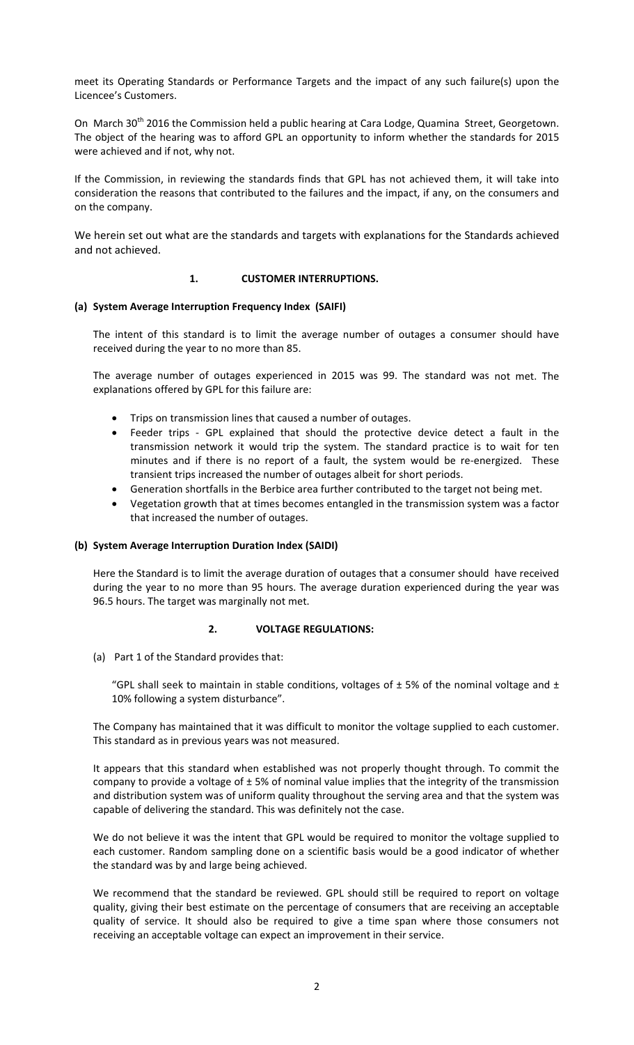meet its Operating Standards or Performance Targets and the impact of any such failure(s) upon the Licencee's Customers.

On March 30th 2016 the Commission held a public hearing at Cara Lodge, Quamina Street, Georgetown. The object of the hearing was to afford GPL an opportunity to inform whether the standards for 2015 were achieved and if not, why not.

If the Commission, in reviewing the standards finds that GPL has not achieved them, it will take into consideration the reasons that contributed to the failures and the impact, if any, on the consumers and on the company.

We herein set out what are the standards and targets with explanations for the Standards achieved and not achieved.

## 1. CUSTOMER INTERRUPTIONS.

### (a) System Average Interruption Frequency Index (SAIFI)

The intent of this standard is to limit the average number of outages a consumer should have received during the year to no more than 85.

The average number of outages experienced in 2015 was 99. The standard was not met. The explanations offered by GPL for this failure are:

- Trips on transmission lines that caused a number of outages.
- Feeder trips - GPL explained that should the protective device detect a fault in the transmission network it would trip the system. The standard practice is to wait for ten minutes and if there is no report of a fault, the system would be re-energized. These transient trips increased the number of outages albeit for short periods.
- Generation shortfalls in the Berbice area further contributed to the target not being met.
- Vegetation growth that at times becomes entangled in the transmission system was a factor that increased the number of outages.

### (b) System Average Interruption Duration Index (SAIDI)

Here the Standard is to limit the average duration of outages that a consumer should have received during the year to no more than 95 hours. The average duration experienced during the year was 96.5 hours. The target was marginally not met.

## 2. VOLTAGE REGULATIONS:

(a) Part 1 of the Standard provides that:

"GPL shall seek to maintain in stable conditions, voltages of ± 5% of the nominal voltage and ± 10% following a system disturbance".

The Company has maintained that it was difficult to monitor the voltage supplied to each customer. This standard as in previous years was not measured.

It appears that this standard when established was not properly thought through. To commit the company to provide a voltage of ± 5% of nominal value implies that the integrity of the transmission and distribution system was of uniform quality throughout the serving area and that the system was capable of delivering the standard. This was definitely not the case.

We do not believe it was the intent that GPL would be required to monitor the voltage supplied to each customer. Random sampling done on a scientific basis would be a good indicator of whether the standard was by and large being achieved.

We recommend that the standard be reviewed. GPL should still be required to report on voltage quality, giving their best estimate on the percentage of consumers that are receiving an acceptable quality of service. It should also be required to give a time span where those consumers not receiving an acceptable voltage can expect an improvement in their service.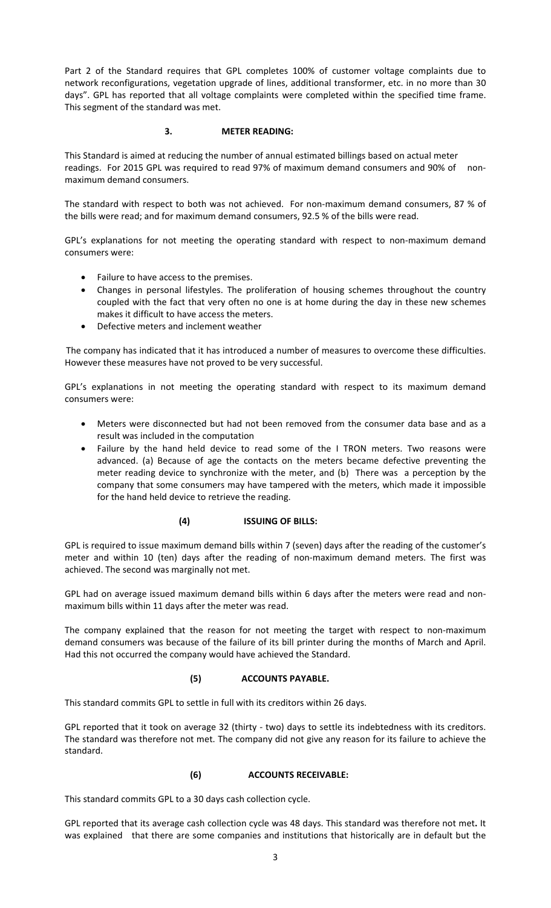Part 2 of the Standard requires that GPL completes 100% of customer voltage complaints due to network reconfigurations, vegetation upgrade of lines, additional transformer, etc. in no more than 30 days". GPL has reported that all voltage complaints were completed within the specified time frame. This segment of the standard was met.

### 3. METER READING:

This Standard is aimed at reducing the number of annual estimated billings based on actual meter readings. For 2015 GPL was required to read 97% of maximum demand consumers and 90% of non-maximum demand consumers.

The standard with respect to both was not achieved. For non-maximum demand consumers, 87 % of the bills were read; and for maximum demand consumers, 92.5 % of the bills were read.

GPL's explanations for not meeting the operating standard with respect to non-maximum demand consumers were:

- Failure to have access to the premises.
- Changes in personal lifestyles. The proliferation of housing schemes throughout the country coupled with the fact that very often no one is at home during the day in these new schemes makes it difficult to have access the meters.
- Defective meters and inclement weather

The company has indicated that it has introduced a number of measures to overcome these difficulties. However these measures have not proved to be very successful.

GPL's explanations in not meeting the operating standard with respect to its maximum demand consumers were:

- Meters were disconnected but had not been removed from the consumer data base and as a result was included in the computation
- Failure by the hand held device to read some of the I TRON meters. Two reasons were advanced. (a) Because of age the contacts on the meters became defective preventing the meter reading device to synchronize with the meter, and (b) There was a perception by the company that some consumers may have tampered with the meters, which made it impossible for the hand held device to retrieve the reading.

### (4) ISSUING OF BILLS:

GPL is required to issue maximum demand bills within 7 (seven) days after the reading of the customer's meter and within 10 (ten) days after the reading of non-maximum demand meters. The first was achieved. The second was marginally not met.

GPL had on average issued maximum demand bills within 6 days after the meters were read and non-maximum bills within 11 days after the meter was read.

The company explained that the reason for not meeting the target with respect to non-maximum demand consumers was because of the failure of its bill printer during the months of March and April. Had this not occurred the company would have achieved the Standard.

### (5) ACCOUNTS PAYABLE.

This standard commits GPL to settle in full with its creditors within 26 days.

GPL reported that it took on average 32 (thirty - two) days to settle its indebtedness with its creditors. The standard was therefore not met. The company did not give any reason for its failure to achieve the standard.

### (6) ACCOUNTS RECEIVABLE:

This standard commits GPL to a 30 days cash collection cycle.

GPL reported that its average cash collection cycle was 48 days. This standard was therefore not met**.** It was explained that there are some companies and institutions that historically are in default but the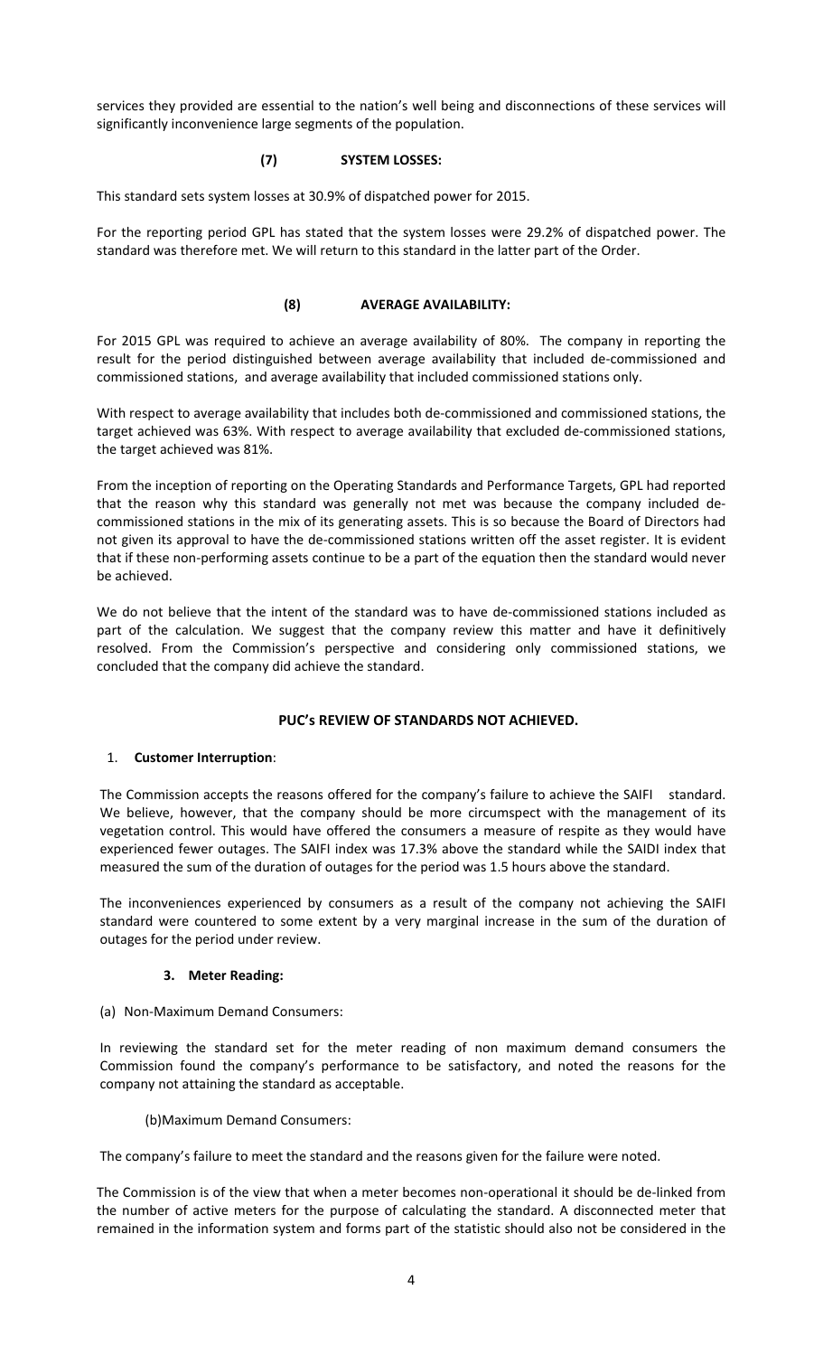services they provided are essential to the nation's well being and disconnections of these services will significantly inconvenience large segments of the population.

### (7) SYSTEM LOSSES:

This standard sets system losses at 30.9% of dispatched power for 2015.

For the reporting period GPL has stated that the system losses were 29.2% of dispatched power. The standard was therefore met. We will return to this standard in the latter part of the Order.

### (8) AVERAGE AVAILABILITY:

For 2015 GPL was required to achieve an average availability of 80%. The company in reporting the result for the period distinguished between average availability that included de-commissioned and commissioned stations, and average availability that included commissioned stations only.

With respect to average availability that includes both de-commissioned and commissioned stations, the target achieved was 63%. With respect to average availability that excluded de-commissioned stations, the target achieved was 81%.

From the inception of reporting on the Operating Standards and Performance Targets, GPL had reported that the reason why this standard was generally not met was because the company included de-commissioned stations in the mix of its generating assets. This is so because the Board of Directors had not given its approval to have the de-commissioned stations written off the asset register. It is evident that if these non-performing assets continue to be a part of the equation then the standard would never be achieved.

We do not believe that the intent of the standard was to have de-commissioned stations included as part of the calculation. We suggest that the company review this matter and have it definitively resolved. From the Commission's perspective and considering only commissioned stations, we concluded that the company did achieve the standard.

## PUC's REVIEW OF STANDARDS NOT ACHIEVED.

1. **Customer Interruption**:

The Commission accepts the reasons offered for the company's failure to achieve the SAIFI standard. We believe, however, that the company should be more circumspect with the management of its vegetation control. This would have offered the consumers a measure of respite as they would have experienced fewer outages. The SAIFI index was 17.3% above the standard while the SAIDI index that measured the sum of the duration of outages for the period was 1.5 hours above the standard.

The inconveniences experienced by consumers as a result of the company not achieving the SAIFI standard were countered to some extent by a very marginal increase in the sum of the duration of outages for the period under review.

3. **Meter Reading:**

(a) Non-Maximum Demand Consumers:

In reviewing the standard set for the meter reading of non maximum demand consumers the Commission found the company's performance to be satisfactory, and noted the reasons for the company not attaining the standard as acceptable.

(b)Maximum Demand Consumers:

The company's failure to meet the standard and the reasons given for the failure were noted.

The Commission is of the view that when a meter becomes non-operational it should be de-linked from the number of active meters for the purpose of calculating the standard. A disconnected meter that remained in the information system and forms part of the statistic should also not be considered in the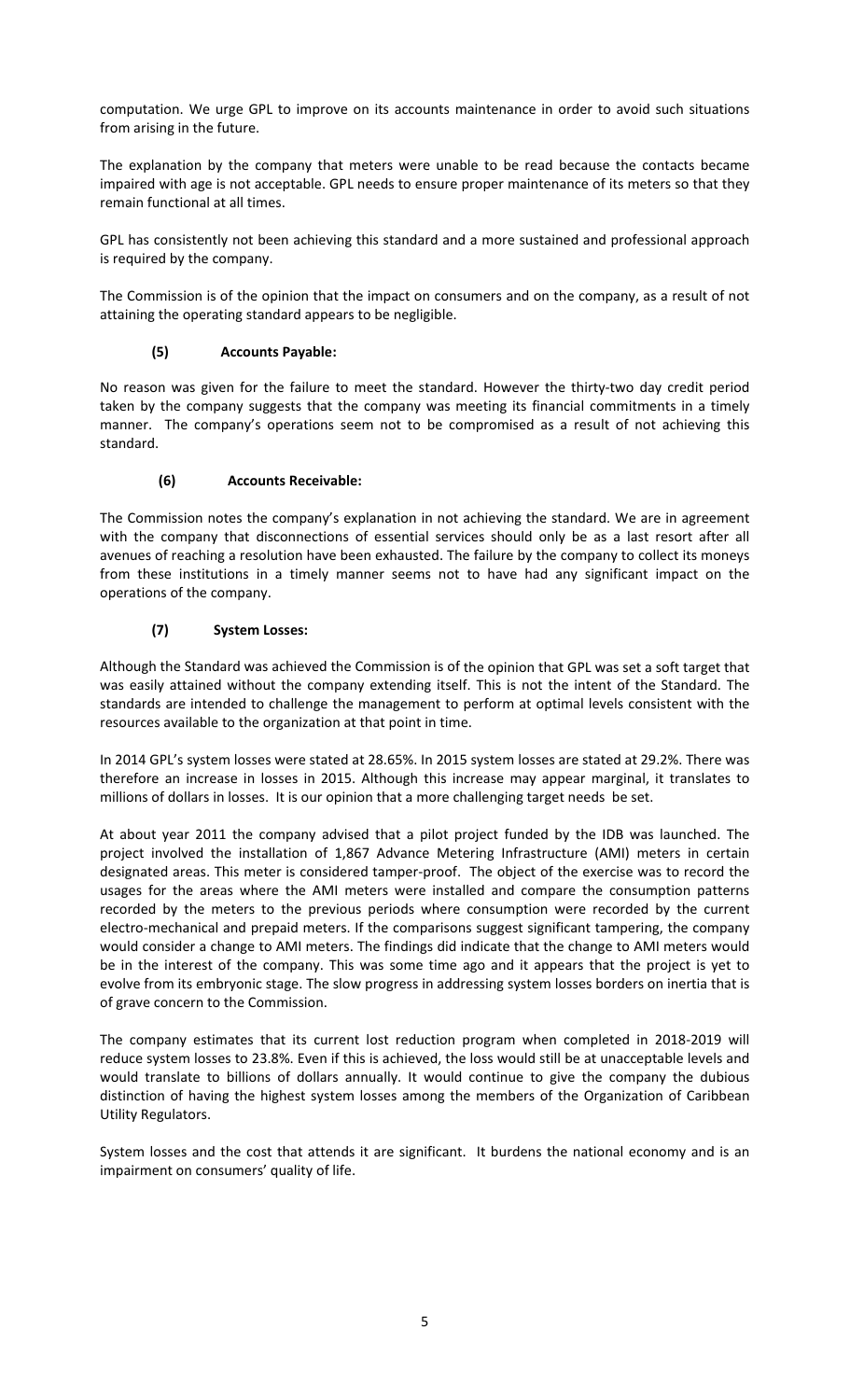computation. We urge GPL to improve on its accounts maintenance in order to avoid such situations from arising in the future.

The explanation by the company that meters were unable to be read because the contacts became impaired with age is not acceptable. GPL needs to ensure proper maintenance of its meters so that they remain functional at all times.

GPL has consistently not been achieving this standard and a more sustained and professional approach is required by the company.

The Commission is of the opinion that the impact on consumers and on the company, as a result of not attaining the operating standard appears to be negligible.

### (5) Accounts Payable:

No reason was given for the failure to meet the standard. However the thirty-two day credit period taken by the company suggests that the company was meeting its financial commitments in a timely manner. The company's operations seem not to be compromised as a result of not achieving this standard.

### (6) Accounts Receivable:

The Commission notes the company's explanation in not achieving the standard. We are in agreement with the company that disconnections of essential services should only be as a last resort after all avenues of reaching a resolution have been exhausted. The failure by the company to collect its moneys from these institutions in a timely manner seems not to have had any significant impact on the operations of the company.

### (7) System Losses:

Although the Standard was achieved the Commission is of the opinion that GPL was set a soft target that was easily attained without the company extending itself. This is not the intent of the Standard. The standards are intended to challenge the management to perform at optimal levels consistent with the resources available to the organization at that point in time.

In 2014 GPL's system losses were stated at 28.65%. In 2015 system losses are stated at 29.2%. There was therefore an increase in losses in 2015. Although this increase may appear marginal, it translates to millions of dollars in losses. It is our opinion that a more challenging target needs be set.

At about year 2011 the company advised that a pilot project funded by the IDB was launched. The project involved the installation of 1,867 Advance Metering Infrastructure (AMI) meters in certain designated areas. This meter is considered tamper-proof. The object of the exercise was to record the usages for the areas where the AMI meters were installed and compare the consumption patterns recorded by the meters to the previous periods where consumption were recorded by the current electro-mechanical and prepaid meters. If the comparisons suggest significant tampering, the company would consider a change to AMI meters. The findings did indicate that the change to AMI meters would be in the interest of the company. This was some time ago and it appears that the project is yet to evolve from its embryonic stage. The slow progress in addressing system losses borders on inertia that is of grave concern to the Commission.

The company estimates that its current lost reduction program when completed in 2018-2019 will reduce system losses to 23.8%. Even if this is achieved, the loss would still be at unacceptable levels and would translate to billions of dollars annually. It would continue to give the company the dubious distinction of having the highest system losses among the members of the Organization of Caribbean Utility Regulators.

System losses and the cost that attends it are significant. It burdens the national economy and is an impairment on consumers' quality of life.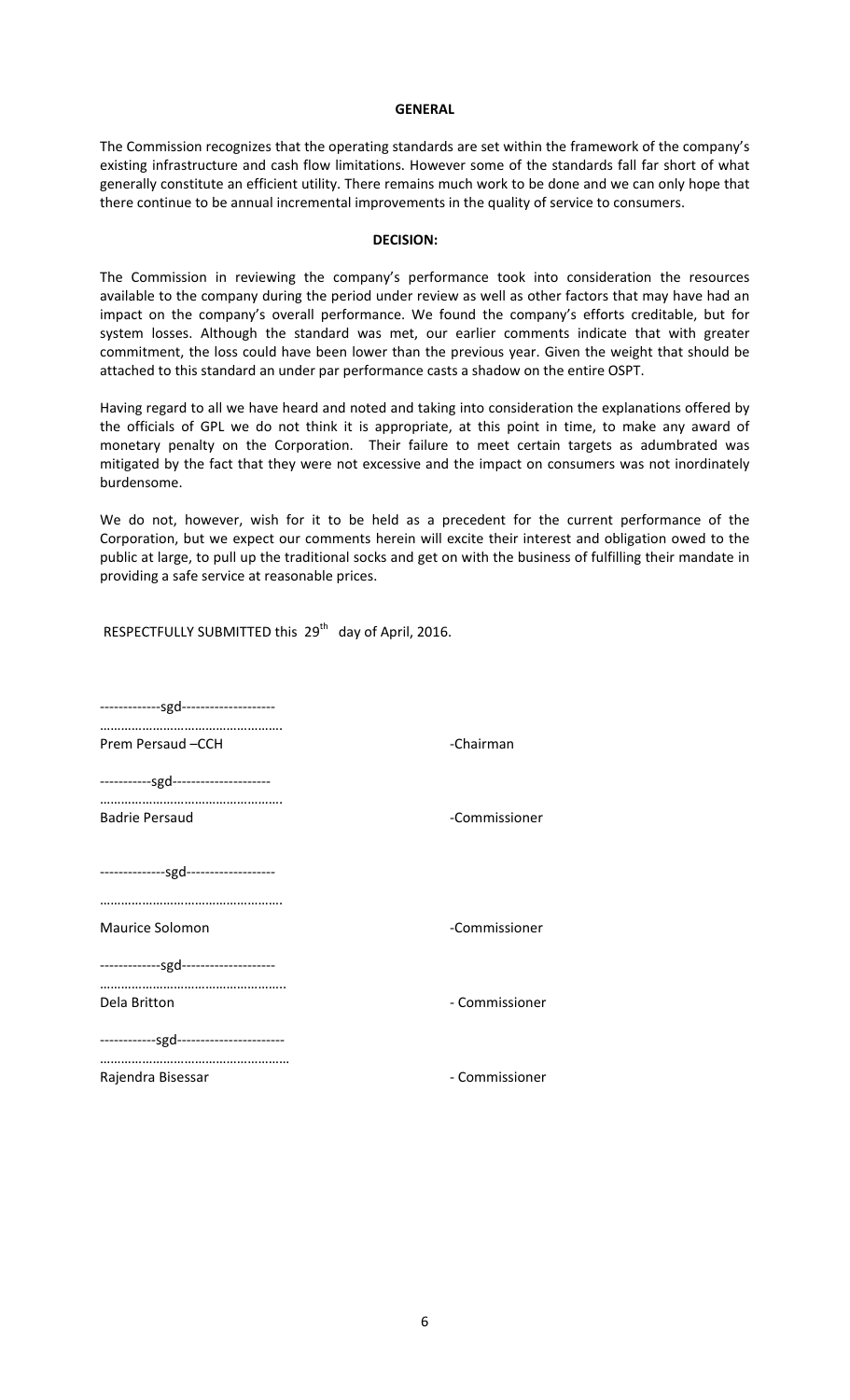## GENERAL

The Commission recognizes that the operating standards are set within the framework of the company's existing infrastructure and cash flow limitations. However some of the standards fall far short of what generally constitute an efficient utility. There remains much work to be done and we can only hope that there continue to be annual incremental improvements in the quality of service to consumers.

## DECISION:

The Commission in reviewing the company's performance took into consideration the resources available to the company during the period under review as well as other factors that may have had an impact on the company's overall performance. We found the company's efforts creditable, but for system losses. Although the standard was met, our earlier comments indicate that with greater commitment, the loss could have been lower than the previous year. Given the weight that should be attached to this standard an under par performance casts a shadow on the entire OSPT.

Having regard to all we have heard and noted and taking into consideration the explanations offered by the officials of GPL we do not think it is appropriate, at this point in time, to make any award of monetary penalty on the Corporation. Their failure to meet certain targets as adumbrated was mitigated by the fact that they were not excessive and the impact on consumers was not inordinately burdensome.

We do not, however, wish for it to be held as a precedent for the current performance of the Corporation, but we expect our comments herein will excite their interest and obligation owed to the public at large, to pull up the traditional socks and get on with the business of fulfilling their mandate in providing a safe service at reasonable prices.

RESPECTFULLY SUBMITTED this 29th day of April, 2016.

-------------sgd--------------------

…………………………………………….
Prem Persaud –CCH -Chairman

-----------sgd---------------------

…………………………………………….
Badrie Persaud -Commissioner

--------------sgd-------------------

…………………………………………….
Maurice Solomon -Commissioner

-------------sgd--------------------

……………………………………………..
Dela Britton - Commissioner

------------sgd----------------------

………………………………………………
Rajendra Bisessar - Commissioner